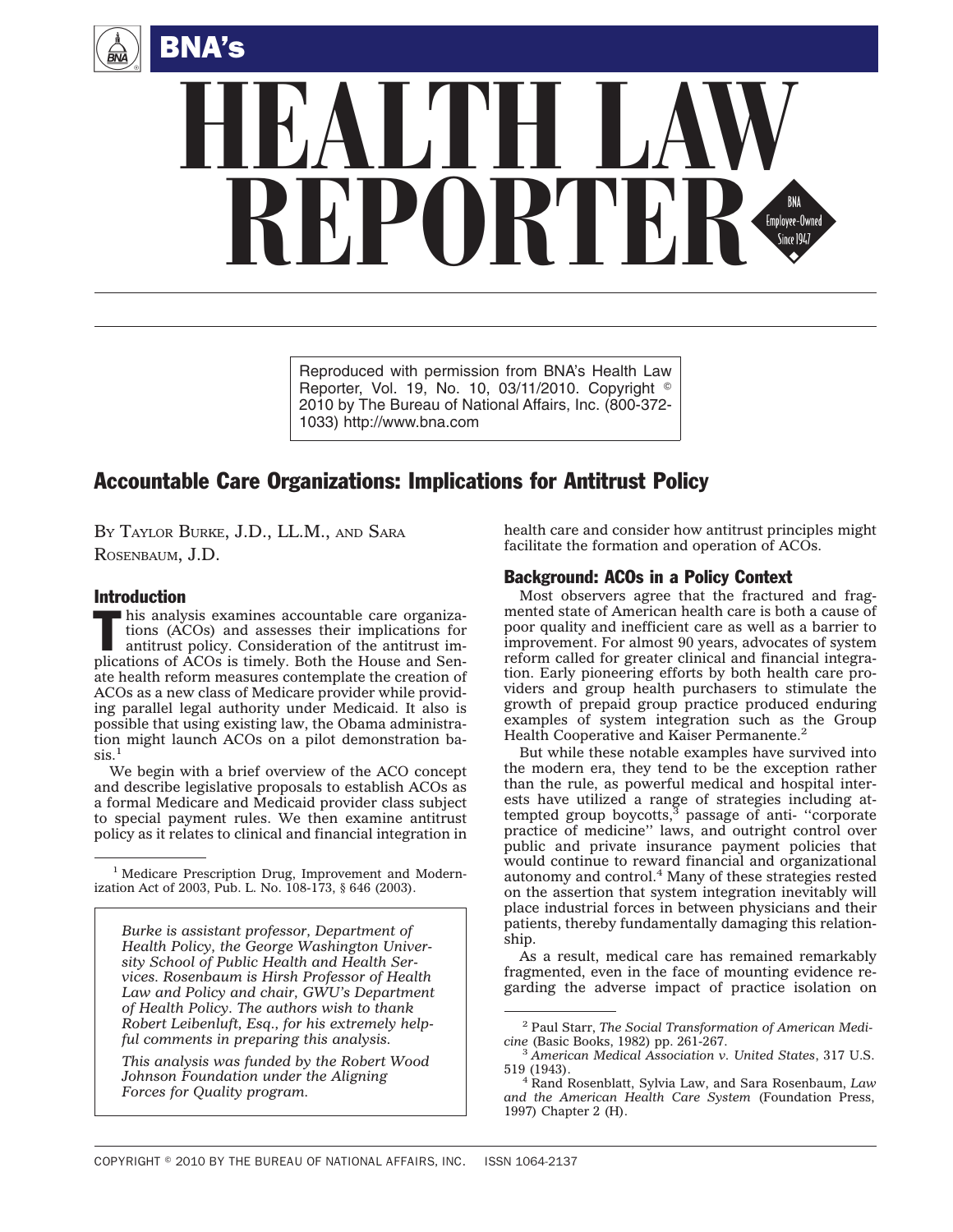# BNA's HEALTH LAW REPORTER

Reproduced with permission from BNA's Health Law Reporter, Vol. 19, No. 10, 03/11/2010. Copyright © 2010 by The Bureau of National Affairs, Inc. (800-372-1033) http://www.bna.com

## Accountable Care Organizations: Implications for Antitrust Policy

BY TAYLOR BURKE, J.D., LL.M., AND SARA ROSENBAUM, J.D.

### Introduction

This analysis examines accountable care organizations (ACOs) and assesses their implications for antitrust policy. Consideration of the antitrust implications of ACOs is timely. Both the House and Senate health reform measures contemplate the creation of ACOs as a new class of Medicare provider while providing parallel legal authority under Medicaid. It also is possible that using existing law, the Obama administration might launch ACOs on a pilot demonstration basis.[1]

We begin with a brief overview of the ACO concept and describe legislative proposals to establish ACOs as a formal Medicare and Medicaid provider class subject to special payment rules. We then examine antitrust policy as it relates to clinical and financial integration in health care and consider how antitrust principles might facilitate the formation and operation of ACOs.

### Background: ACOs in a Policy Context

Most observers agree that the fractured and fragmented state of American health care is both a cause of poor quality and inefficient care as well as a barrier to improvement. For almost 90 years, advocates of system reform called for greater clinical and financial integration. Early pioneering efforts by both health care providers and group health purchasers to stimulate the growth of prepaid group practice produced enduring examples of system integration such as the Group Health Cooperative and Kaiser Permanente.[2]

But while these notable examples have survived into the modern era, they tend to be the exception rather than the rule, as powerful medical and hospital interests have utilized a range of strategies including attempted group boycotts,[3] passage of anti- "corporate practice of medicine" laws, and outright control over public and private insurance payment policies that would continue to reward financial and organizational autonomy and control.[4] Many of these strategies rested on the assertion that system integration inevitably will place industrial forces in between physicians and their patients, thereby fundamentally damaging this relationship.

As a result, medical care has remained remarkably fragmented, even in the face of mounting evidence regarding the adverse impact of practice isolation on

*Burke is assistant professor, Department of Health Policy, the George Washington University School of Public Health and Health Services. Rosenbaum is Hirsh Professor of Health Law and Policy and chair, GWU's Department of Health Policy. The authors wish to thank Robert Leibenluft, Esq., for his extremely helpful comments in preparing this analysis.*

*This analysis was funded by the Robert Wood Johnson Foundation under the Aligning Forces for Quality program.*

---

[1] Medicare Prescription Drug, Improvement and Modernization Act of 2003, Pub. L. No. 108-173, § 646 (2003).

[2] Paul Starr, *The Social Transformation of American Medicine* (Basic Books, 1982) pp. 261-267.

[3] *American Medical Association v. United States*, 317 U.S. 519 (1943).

[4] Rand Rosenblatt, Sylvia Law, and Sara Rosenbaum, *Law and the American Health Care System* (Foundation Press, 1997) Chapter 2 (H).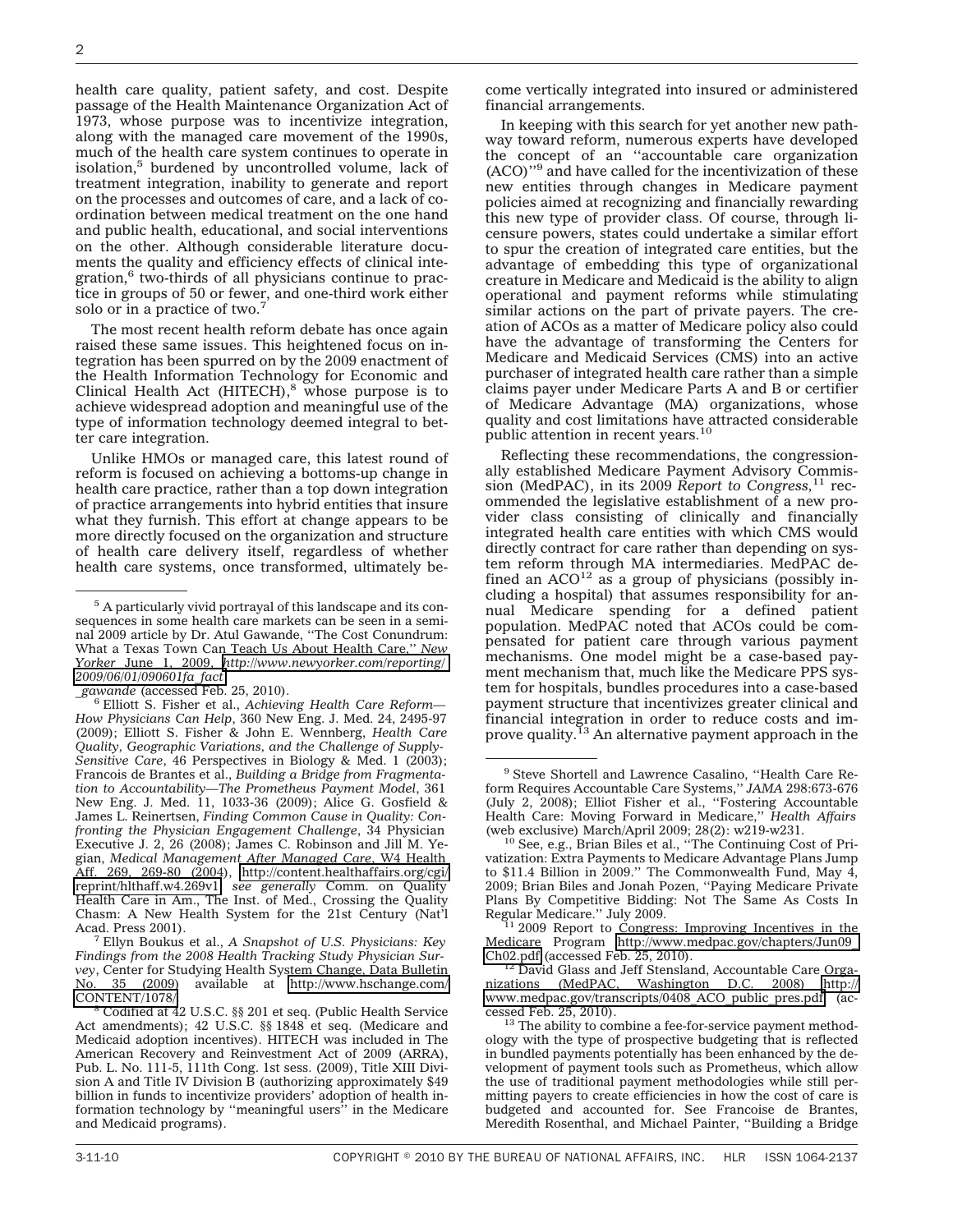health care quality, patient safety, and cost. Despite passage of the Health Maintenance Organization Act of 1973, whose purpose was to incentivize integration, along with the managed care movement of the 1990s, much of the health care system continues to operate in isolation,[5] burdened by uncontrolled volume, lack of treatment integration, inability to generate and report on the processes and outcomes of care, and a lack of coordination between medical treatment on the one hand and public health, educational, and social interventions on the other. Although considerable literature documents the quality and efficiency effects of clinical integration,[6] two-thirds of all physicians continue to practice in groups of 50 or fewer, and one-third work either solo or in a practice of two.[7]

The most recent health reform debate has once again raised these same issues. This heightened focus on integration has been spurred on by the 2009 enactment of the Health Information Technology for Economic and Clinical Health Act (HITECH),[8] whose purpose is to achieve widespread adoption and meaningful use of the type of information technology deemed integral to better care integration.

Unlike HMOs or managed care, this latest round of reform is focused on achieving a bottoms-up change in health care practice, rather than a top down integration of practice arrangements into hybrid entities that insure what they furnish. This effort at change appears to be more directly focused on the organization and structure of health care delivery itself, regardless of whether health care systems, once transformed, ultimately become vertically integrated into insured or administered financial arrangements.

In keeping with this search for yet another new pathway toward reform, numerous experts have developed the concept of an ''accountable care organization (ACO)''[9] and have called for the incentivization of these new entities through changes in Medicare payment policies aimed at recognizing and financially rewarding this new type of provider class. Of course, through licensure powers, states could undertake a similar effort to spur the creation of integrated care entities, but the advantage of embedding this type of organizational creature in Medicare and Medicaid is the ability to align operational and payment reforms while stimulating similar actions on the part of private payers. The creation of ACOs as a matter of Medicare policy also could have the advantage of transforming the Centers for Medicare and Medicaid Services (CMS) into an active purchaser of integrated health care rather than a simple claims payer under Medicare Parts A and B or certifier of Medicare Advantage (MA) organizations, whose quality and cost limitations have attracted considerable public attention in recent years.[10]

Reflecting these recommendations, the congressionally established Medicare Payment Advisory Commission (MedPAC), in its 2009 *Report to Congress*,[11] recommended the legislative establishment of a new provider class consisting of clinically and financially integrated health care entities with which CMS would directly contract for care rather than depending on system reform through MA intermediaries. MedPAC defined an ACO[12] as a group of physicians (possibly including a hospital) that assumes responsibility for annual Medicare spending for a defined patient population. MedPAC noted that ACOs could be compensated for patient care through various payment mechanisms. One model might be a case-based payment mechanism that, much like the Medicare PPS system for hospitals, bundles procedures into a case-based payment structure that incentivizes greater clinical and financial integration in order to reduce costs and improve quality.[13] An alternative payment approach in the

---

[5] A particularly vivid portrayal of this landscape and its consequences in some health care markets can be seen in a seminal 2009 article by Dr. Atul Gawande, ''The Cost Conundrum: What a Texas Town Can Teach Us About Health Care,'' *New Yorker* June 1, 2009, http://www.newyorker.com/reporting/2009/06/01/090601fa_fact_gawande (accessed Feb. 25, 2010).

[6] Elliott S. Fisher et al., *Achieving Health Care Reform—How Physicians Can Help*, 360 New Eng. J. Med. 24, 2495-97 (2009); Elliott S. Fisher & John E. Wennberg, *Health Care Quality, Geographic Variations, and the Challenge of Supply-Sensitive Care*, 46 Perspectives in Biology & Med. 1 (2003); Francois de Brantes et al., *Building a Bridge from Fragmentation to Accountability—The Prometheus Payment Model*, 361 New Eng. J. Med. 11, 1033-36 (2009); Alice G. Gosfield & James L. Reinertsen, *Finding Common Cause in Quality: Confronting the Physician Engagement Challenge*, 34 Physician Executive J. 2, 26 (2008); James C. Robinson and Jill M. Yegian, *Medical Management After Managed Care*, W4 Health Aff. 269, 269-80 (2004), http://content.healthaffairs.org/cgi/reprint/hlthaff.w4.269v1; *see generally* Comm. on Quality Health Care in Am., The Inst. of Med., Crossing the Quality Chasm: A New Health System for the 21st Century (Nat'l Acad. Press 2001).

[7] Ellyn Boukus et al., *A Snapshot of U.S. Physicians: Key Findings from the 2008 Health Tracking Study Physician Survey*, Center for Studying Health System Change, Data Bulletin No. 35 (2009) available at http://www.hschange.com/CONTENT/1078/

[8] Codified at 42 U.S.C. §§ 201 et seq. (Public Health Service Act amendments); 42 U.S.C. §§ 1848 et seq. (Medicare and Medicaid adoption incentives). HITECH was included in The American Recovery and Reinvestment Act of 2009 (ARRA), Pub. L. No. 111-5, 111th Cong. 1st sess. (2009), Title XIII Division A and Title IV Division B (authorizing approximately $49 billion in funds to incentivize providers' adoption of health information technology by ''meaningful users'' in the Medicare and Medicaid programs).

[9] Steve Shortell and Lawrence Casalino, ''Health Care Reform Requires Accountable Care Systems,'' *JAMA* 298:673-676 (July 2, 2008); Elliot Fisher et al., ''Fostering Accountable Health Care: Moving Forward in Medicare,'' *Health Affairs* (web exclusive) March/April 2009; 28(2): w219-w231.

[10] See, e.g., Brian Biles et al., ''The Continuing Cost of Privatization: Extra Payments to Medicare Advantage Plans Jump to $11.4 Billion in 2009.'' The Commonwealth Fund, May 4, 2009; Brian Biles and Jonah Pozen, ''Paying Medicare Private Plans By Competitive Bidding: Not The Same As Costs In Regular Medicare.'' July 2009.

[11] 2009 Report to Congress: Improving Incentives in the Medicare Program http://www.medpac.gov/chapters/Jun09_Ch02.pdf (accessed Feb. 25, 2010).

[12] David Glass and Jeff Stensland, Accountable Care Organizations (MedPAC, Washington D.C. 2008) http://www.medpac.gov/transcripts/0408_ACO_public_pres.pdf (accessed Feb. 25, 2010).

[13] The ability to combine a fee-for-service payment methodology with the type of prospective budgeting that is reflected in bundled payments potentially has been enhanced by the development of payment tools such as Prometheus, which allow the use of traditional payment methodologies while still permitting payers to create efficiencies in how the cost of care is budgeted and accounted for. See Francoise de Brantes, Meredith Rosenthal, and Michael Painter, ''Building a Bridge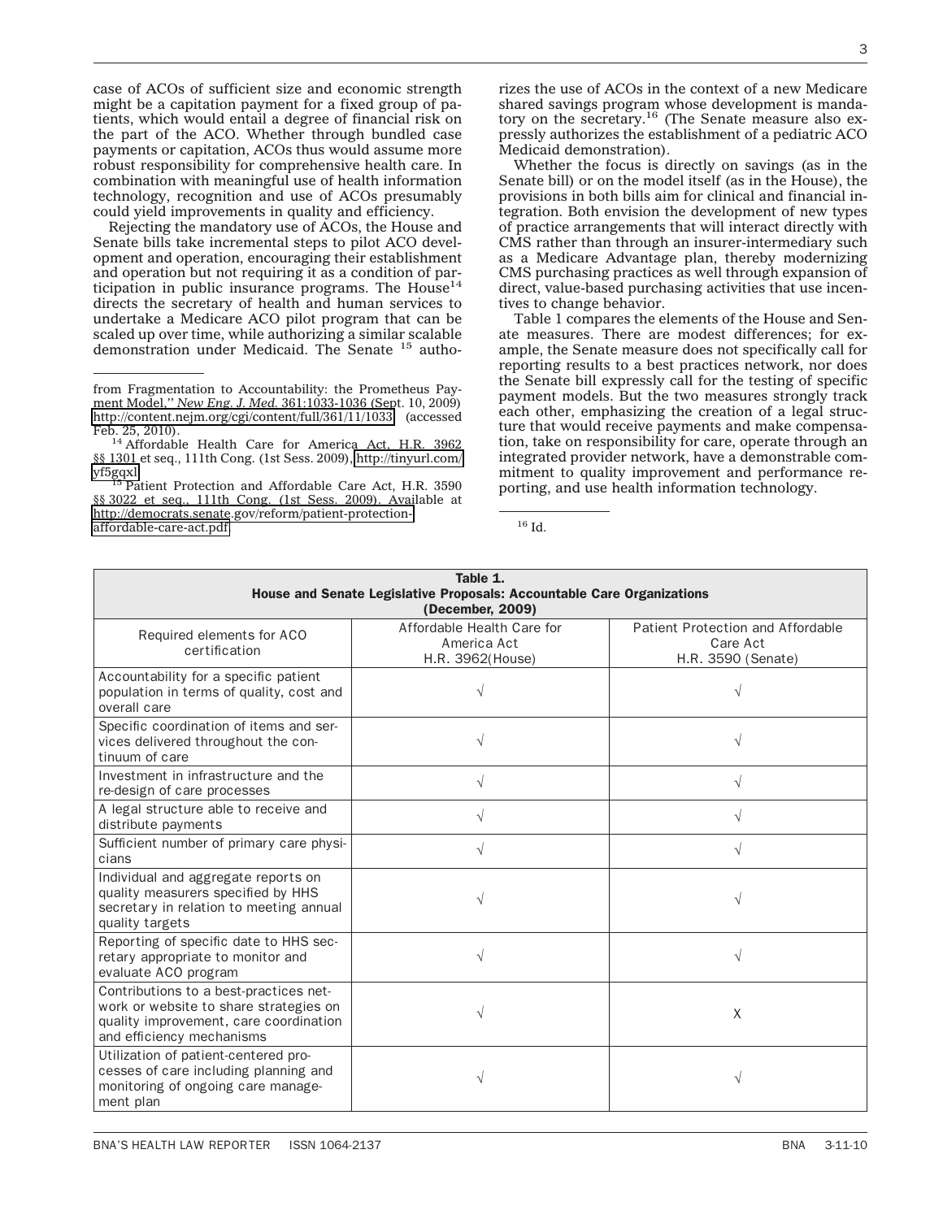case of ACOs of sufficient size and economic strength might be a capitation payment for a fixed group of patients, which would entail a degree of financial risk on the part of the ACO. Whether through bundled case payments or capitation, ACOs thus would assume more robust responsibility for comprehensive health care. In combination with meaningful use of health information technology, recognition and use of ACOs presumably could yield improvements in quality and efficiency.

Rejecting the mandatory use of ACOs, the House and Senate bills take incremental steps to pilot ACO development and operation, encouraging their establishment and operation but not requiring it as a condition of participation in public insurance programs. The House[14] directs the secretary of health and human services to undertake a Medicare ACO pilot program that can be scaled up over time, while authorizing a similar scalable demonstration under Medicaid. The Senate [15] authorizes the use of ACOs in the context of a new Medicare shared savings program whose development is mandatory on the secretary.[16] (The Senate measure also expressly authorizes the establishment of a pediatric ACO Medicaid demonstration).

Whether the focus is directly on savings (as in the Senate bill) or on the model itself (as in the House), the provisions in both bills aim for clinical and financial integration. Both envision the development of new types of practice arrangements that will interact directly with CMS rather than through an insurer-intermediary such as a Medicare Advantage plan, thereby modernizing CMS purchasing practices as well through expansion of direct, value-based purchasing activities that use incentives to change behavior.

Table 1 compares the elements of the House and Senate measures. There are modest differences; for example, the Senate measure does not specifically call for reporting results to a best practices network, nor does the Senate bill expressly call for the testing of specific payment models. But the two measures strongly track each other, emphasizing the creation of a legal structure that would receive payments and make compensation, take on responsibility for care, operate through an integrated provider network, have a demonstrable commitment to quality improvement and performance reporting, and use health information technology.

from Fragmentation to Accountability: the Prometheus Payment Model,'' *New Eng. J. Med.* 361:1033-1036 (Sept. 10, 2009) http://content.nejm.org/cgi/content/full/361/11/1033 (accessed Feb. 25, 2010).

[14] Affordable Health Care for America Act, H.R. 3962 §§ 1301 et seq., 111th Cong. (1st Sess. 2009), http://tinyurl.com/yf5gqxl

[15] Patient Protection and Affordable Care Act, H.R. 3590 §§ 3022 et seq., 111th Cong. (1st Sess. 2009). Available at http://democrats.senate.gov/reform/patient-protection-affordable-care-act.pdf

[16] Id.

**Table 1. House and Senate Legislative Proposals: Accountable Care Organizations (December, 2009)**

| Required elements for ACO certification | Affordable Health Care for America Act H.R. 3962(House) | Patient Protection and Affordable Care Act H.R. 3590 (Senate) |
|---|---|---|
| Accountability for a specific patient population in terms of quality, cost and overall care | √ | √ |
| Specific coordination of items and services delivered throughout the continuum of care | √ | √ |
| Investment in infrastructure and the re-design of care processes | √ | √ |
| A legal structure able to receive and distribute payments | √ | √ |
| Sufficient number of primary care physicians | √ | √ |
| Individual and aggregate reports on quality measurers specified by HHS secretary in relation to meeting annual quality targets | √ | √ |
| Reporting of specific date to HHS secretary appropriate to monitor and evaluate ACO program | √ | √ |
| Contributions to a best-practices network or website to share strategies on quality improvement, care coordination and efficiency mechanisms | √ | X |
| Utilization of patient-centered processes of care including planning and monitoring of ongoing care management plan | √ | √ |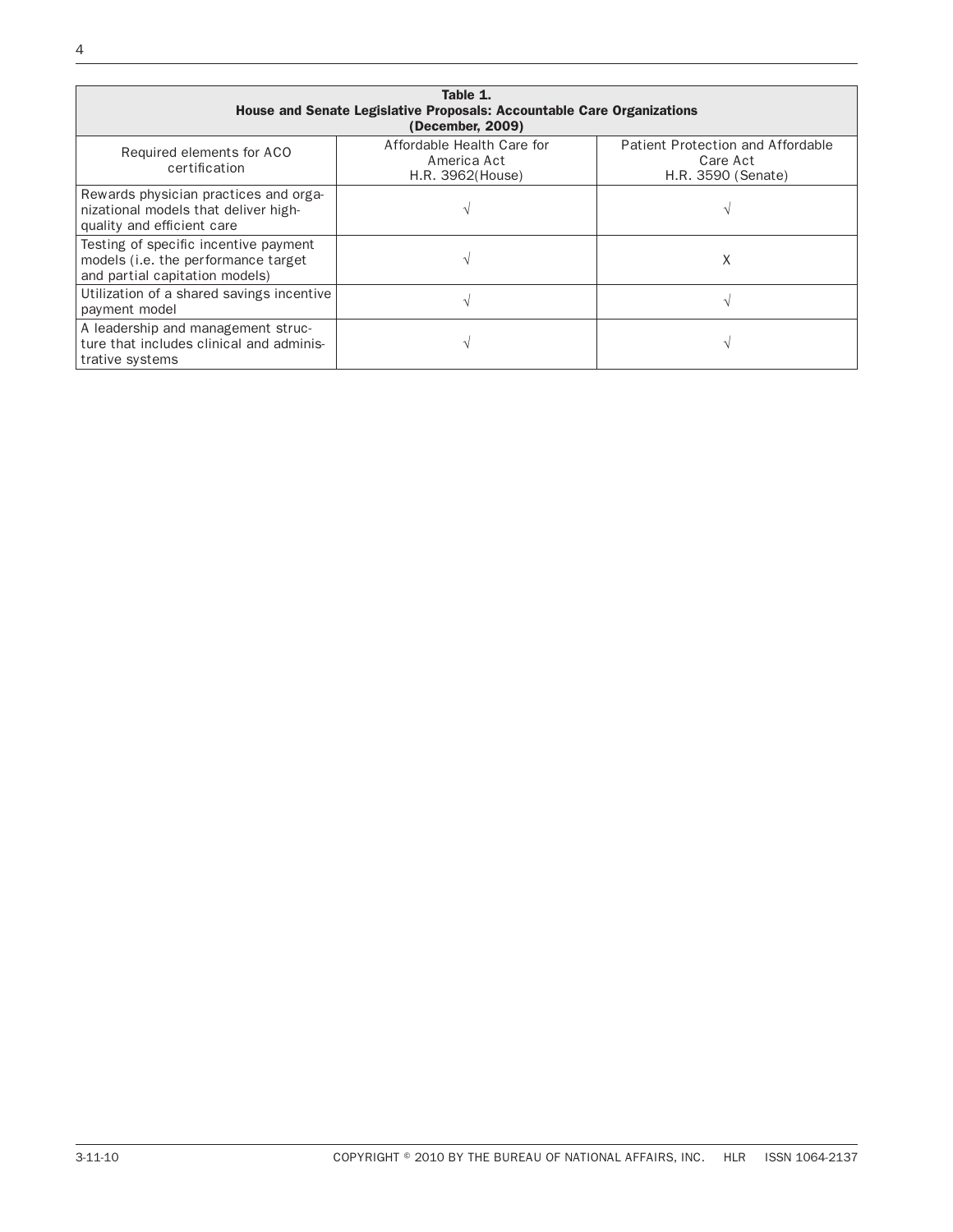**Table 1.**
**House and Senate Legislative Proposals: Accountable Care Organizations**
**(December, 2009)**

| Required elements for ACO certification | Affordable Health Care for America Act H.R. 3962(House) | Patient Protection and Affordable Care Act H.R. 3590 (Senate) |
|---|---|---|
| Rewards physician practices and organizational models that deliver high-quality and efficient care | √ | √ |
| Testing of specific incentive payment models (i.e. the performance target and partial capitation models) | √ | X |
| Utilization of a shared savings incentive payment model | √ | √ |
| A leadership and management structure that includes clinical and administrative systems | √ | √ |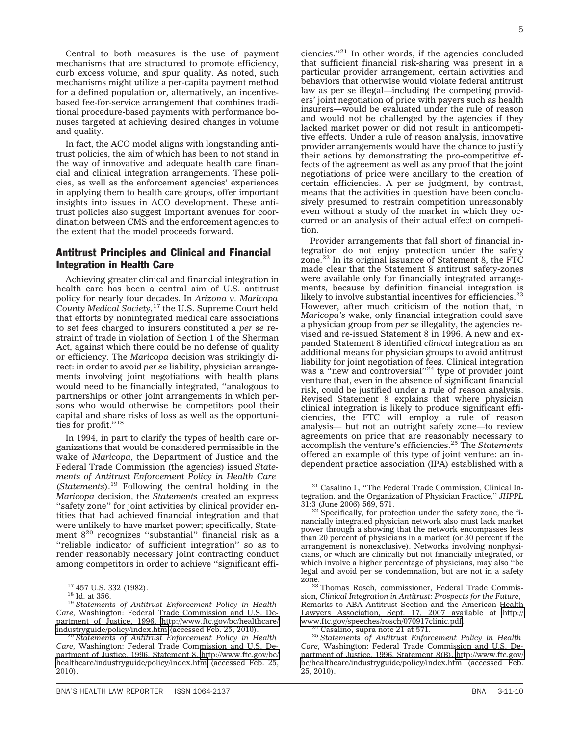Central to both measures is the use of payment mechanisms that are structured to promote efficiency, curb excess volume, and spur quality. As noted, such mechanisms might utilize a per-capita payment method for a defined population or, alternatively, an incentive-based fee-for-service arrangement that combines traditional procedure-based payments with performance bonuses targeted at achieving desired changes in volume and quality.

In fact, the ACO model aligns with longstanding antitrust policies, the aim of which has been to not stand in the way of innovative and adequate health care financial and clinical integration arrangements. These policies, as well as the enforcement agencies' experiences in applying them to health care groups, offer important insights into issues in ACO development. These antitrust policies also suggest important avenues for coordination between CMS and the enforcement agencies to the extent that the model proceeds forward.

## Antitrust Principles and Clinical and Financial Integration in Health Care

Achieving greater clinical and financial integration in health care has been a central aim of U.S. antitrust policy for nearly four decades. In *Arizona v. Maricopa County Medical Society,*[17] the U.S. Supreme Court held that efforts by nonintegrated medical care associations to set fees charged to insurers constituted a *per se* restraint of trade in violation of Section 1 of the Sherman Act, against which there could be no defense of quality or efficiency. The *Maricopa* decision was strikingly direct: in order to avoid *per se* liability, physician arrangements involving joint negotiations with health plans would need to be financially integrated, ''analogous to partnerships or other joint arrangements in which persons who would otherwise be competitors pool their capital and share risks of loss as well as the opportunities for profit.''[18]

In 1994, in part to clarify the types of health care organizations that would be considered permissible in the wake of *Maricopa*, the Department of Justice and the Federal Trade Commission (the agencies) issued *Statements of Antitrust Enforcement Policy in Health Care (Statements)*.[19] Following the central holding in the *Maricopa* decision, the *Statements* created an express ''safety zone'' for joint activities by clinical provider entities that had achieved financial integration and that were unlikely to have market power; specifically, Statement 8[20] recognizes ''substantial'' financial risk as a ''reliable indicator of sufficient integration'' so as to render reasonably necessary joint contracting conduct among competitors in order to achieve ''significant efficiencies.''[21] In other words, if the agencies concluded that sufficient financial risk-sharing was present in a particular provider arrangement, certain activities and behaviors that otherwise would violate federal antitrust law as per se illegal—including the competing providers' joint negotiation of price with payers such as health insurers—would be evaluated under the rule of reason and would not be challenged by the agencies if they lacked market power or did not result in anticompetitive effects. Under a rule of reason analysis, innovative provider arrangements would have the chance to justify their actions by demonstrating the pro-competitive effects of the agreement as well as any proof that the joint negotiations of price were ancillary to the creation of certain efficiencies. A per se judgment, by contrast, means that the activities in question have been conclusively presumed to restrain competition unreasonably even without a study of the market in which they occurred or an analysis of their actual effect on competition.

Provider arrangements that fall short of financial integration do not enjoy protection under the safety zone.[22] In its original issuance of Statement 8, the FTC made clear that the Statement 8 antitrust safety-zones were available only for financially integrated arrangements, because by definition financial integration is likely to involve substantial incentives for efficiencies.[23] However, after much criticism of the notion that, in *Maricopa's* wake, only financial integration could save a physician group from *per se* illegality, the agencies revised and re-issued Statement 8 in 1996. A new and expanded Statement 8 identified *clinical* integration as an additional means for physician groups to avoid antitrust liability for joint negotiation of fees. Clinical integration was a ''new and controversial''[24] type of provider joint venture that, even in the absence of significant financial risk, could be justified under a rule of reason analysis. Revised Statement 8 explains that where physician clinical integration is likely to produce significant efficiencies, the FTC will employ a rule of reason analysis— but not an outright safety zone—to review agreements on price that are reasonably necessary to accomplish the venture's efficiencies.[25] The *Statements* offered an example of this type of joint venture: an independent practice association (IPA) established with a

---

[17] 457 U.S. 332 (1982).

[18] Id. at 356.

[19] *Statements of Antitrust Enforcement Policy in Health Care,* Washington: Federal Trade Commission and U.S. Department of Justice, 1996, http://www.ftc.gov/bc/healthcare/industryguide/policy/index.htm (accessed Feb. 25, 2010).

[20] *Statements of Antitrust Enforcement Policy in Health Care,* Washington: Federal Trade Commission and U.S. Department of Justice, 1996, Statement 8. http://www.ftc.gov/bc/healthcare/industryguide/policy/index.htm (accessed Feb. 25, 2010).

[21] Casalino L, ''The Federal Trade Commission, Clinical Integration, and the Organization of Physician Practice,'' *JHPPL* 31:3 (June 2006) 569, 571.

[22] Specifically, for protection under the safety zone, the financially integrated physician network also must lack market power through a showing that the network encompasses less than 20 percent of physicians in a market (or 30 percent if the arrangement is nonexclusive). Networks involving nonphysicians, or which are clinically but not financially integrated, or which involve a higher percentage of physicians, may also ''be legal and avoid per se condemnation, but are not in a safety zone.

[23] Thomas Rosch, commissioner, Federal Trade Commission, *Clinical Integration in Antitrust: Prospects for the Future*, Remarks to ABA Antitrust Section and the American Health Lawyers Association, Sept. 17, 2007 available at http://www.ftc.gov/speeches/rosch/070917clinic.pdf.

[24] Casalino, supra note 21 at 571.

[25] *Statements of Antitrust Enforcement Policy in Health Care,* Washington: Federal Trade Commission and U.S. Department of Justice, 1996, Statement 8(B). http://www.ftc.gov/bc/healthcare/industryguide/policy/index.htm (accessed Feb. 25, 2010).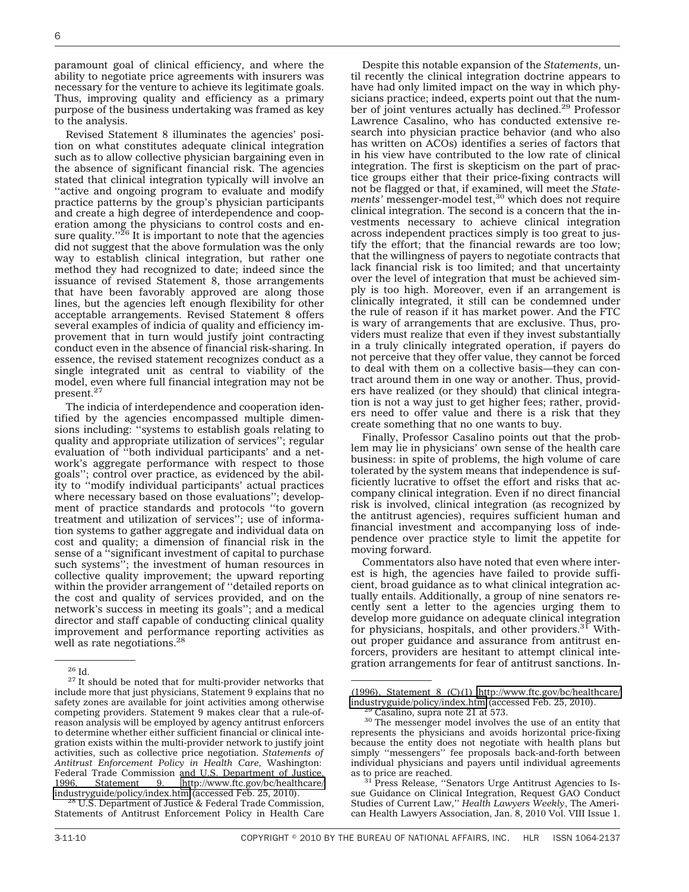paramount goal of clinical efficiency, and where the ability to negotiate price agreements with insurers was necessary for the venture to achieve its legitimate goals. Thus, improving quality and efficiency as a primary purpose of the business undertaking was framed as key to the analysis.

Revised Statement 8 illuminates the agencies' position on what constitutes adequate clinical integration such as to allow collective physician bargaining even in the absence of significant financial risk. The agencies stated that clinical integration typically will involve an ''active and ongoing program to evaluate and modify practice patterns by the group's physician participants and create a high degree of interdependence and cooperation among the physicians to control costs and ensure quality.''[26] It is important to note that the agencies did not suggest that the above formulation was the only way to establish clinical integration, but rather one method they had recognized to date; indeed since the issuance of revised Statement 8, those arrangements that have been favorably approved are along those lines, but the agencies left enough flexibility for other acceptable arrangements. Revised Statement 8 offers several examples of indicia of quality and efficiency improvement that in turn would justify joint contracting conduct even in the absence of financial risk-sharing. In essence, the revised statement recognizes conduct as a single integrated unit as central to viability of the model, even where full financial integration may not be present.[27]

The indicia of interdependence and cooperation identified by the agencies encompassed multiple dimensions including: ''systems to establish goals relating to quality and appropriate utilization of services''; regular evaluation of ''both individual participants' and a network's aggregate performance with respect to those goals''; control over practice, as evidenced by the ability to ''modify individual participants' actual practices where necessary based on those evaluations''; development of practice standards and protocols ''to govern treatment and utilization of services''; use of information systems to gather aggregate and individual data on cost and quality; a dimension of financial risk in the sense of a ''significant investment of capital to purchase such systems''; the investment of human resources in collective quality improvement; the upward reporting within the provider arrangement of ''detailed reports on the cost and quality of services provided, and on the network's success in meeting its goals''; and a medical director and staff capable of conducting clinical quality improvement and performance reporting activities as well as rate negotiations.[28]

Despite this notable expansion of the *Statements*, until recently the clinical integration doctrine appears to have had only limited impact on the way in which physicians practice; indeed, experts point out that the number of joint ventures actually has declined.[29] Professor Lawrence Casalino, who has conducted extensive research into physician practice behavior (and who also has written on ACOs) identifies a series of factors that in his view have contributed to the low rate of clinical integration. The first is skepticism on the part of practice groups either that their price-fixing contracts will not be flagged or that, if examined, will meet the *Statements'* messenger-model test,[30] which does not require clinical integration. The second is a concern that the investments necessary to achieve clinical integration across independent practices simply is too great to justify the effort; that the financial rewards are too low; that the willingness of payers to negotiate contracts that lack financial risk is too limited; and that uncertainty over the level of integration that must be achieved simply is too high. Moreover, even if an arrangement is clinically integrated, it still can be condemned under the rule of reason if it has market power. And the FTC is wary of arrangements that are exclusive. Thus, providers must realize that even if they invest substantially in a truly clinically integrated operation, if payers do not perceive that they offer value, they cannot be forced to deal with them on a collective basis—they can contract around them in one way or another. Thus, providers have realized (or they should) that clinical integration is not a way just to get higher fees; rather, providers need to offer value and there is a risk that they create something that no one wants to buy.

Finally, Professor Casalino points out that the problem may lie in physicians' own sense of the health care business: in spite of problems, the high volume of care tolerated by the system means that independence is sufficiently lucrative to offset the effort and risks that accompany clinical integration. Even if no direct financial risk is involved, clinical integration (as recognized by the antitrust agencies), requires sufficient human and financial investment and accompanying loss of independence over practice style to limit the appetite for moving forward.

Commentators also have noted that even where interest is high, the agencies have failed to provide sufficient, broad guidance as to what clinical integration actually entails. Additionally, a group of nine senators recently sent a letter to the agencies urging them to develop more guidance on adequate clinical integration for physicians, hospitals, and other providers.[31] Without proper guidance and assurance from antitrust enforcers, providers are hesitant to attempt clinical integration arrangements for fear of antitrust sanctions. In-

---

[26] Id.

[27] It should be noted that for multi-provider networks that include more that just physicians, Statement 9 explains that no safety zones are available for joint activities among otherwise competing providers. Statement 9 makes clear that a rule-of-reason analysis will be employed by agency antitrust enforcers to determine whether either sufficient financial or clinical integration exists within the multi-provider network to justify joint activities, such as collective price negotiation. *Statements of Antitrust Enforcement Policy in Health Care*, Washington: Federal Trade Commission and U.S. Department of Justice, 1996, Statement 9. http://www.ftc.gov/bc/healthcare/industryguide/policy/index.htm (accessed Feb. 25, 2010).

[28] U.S. Department of Justice & Federal Trade Commission, Statements of Antitrust Enforcement Policy in Health Care (1996), Statement 8 (C)(1) http://www.ftc.gov/bc/healthcare/industryguide/policy/index.htm (accessed Feb. 25, 2010).

[29] Casalino, supra note 21 at 573.

[30] The messenger model involves the use of an entity that represents the physicians and avoids horizontal price-fixing because the entity does not negotiate with health plans but simply ''messengers'' fee proposals back-and-forth between individual physicians and payers until individual agreements as to price are reached.

[31] Press Release, ''Senators Urge Antitrust Agencies to Issue Guidance on Clinical Integration, Request GAO Conduct Studies of Current Law,'' *Health Lawyers Weekly*, The American Health Lawyers Association, Jan. 8, 2010 Vol. VIII Issue 1.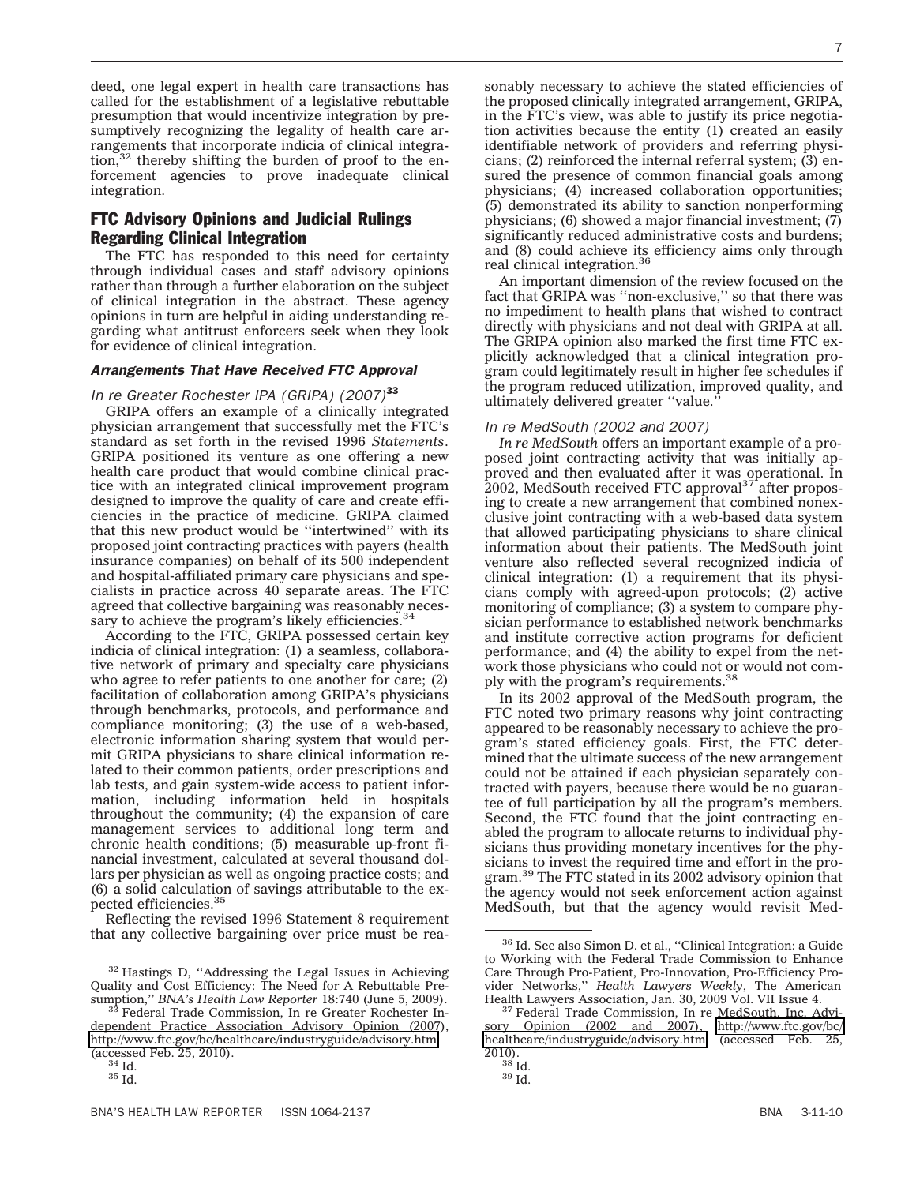deed, one legal expert in health care transactions has called for the establishment of a legislative rebuttable presumption that would incentivize integration by presumptively recognizing the legality of health care arrangements that incorporate indicia of clinical integration,[32] thereby shifting the burden of proof to the enforcement agencies to prove inadequate clinical integration.

## FTC Advisory Opinions and Judicial Rulings Regarding Clinical Integration

The FTC has responded to this need for certainty through individual cases and staff advisory opinions rather than through a further elaboration on the subject of clinical integration in the abstract. These agency opinions in turn are helpful in aiding understanding regarding what antitrust enforcers seek when they look for evidence of clinical integration.

### *Arrangements That Have Received FTC Approval*

#### *In re Greater Rochester IPA (GRIPA) (2007)*[33]

GRIPA offers an example of a clinically integrated physician arrangement that successfully met the FTC's standard as set forth in the revised 1996 *Statements*. GRIPA positioned its venture as one offering a new health care product that would combine clinical practice with an integrated clinical improvement program designed to improve the quality of care and create efficiencies in the practice of medicine. GRIPA claimed that this new product would be ''intertwined'' with its proposed joint contracting practices with payers (health insurance companies) on behalf of its 500 independent and hospital-affiliated primary care physicians and specialists in practice across 40 separate areas. The FTC agreed that collective bargaining was reasonably necessary to achieve the program's likely efficiencies.[34]

According to the FTC, GRIPA possessed certain key indicia of clinical integration: (1) a seamless, collaborative network of primary and specialty care physicians who agree to refer patients to one another for care; (2) facilitation of collaboration among GRIPA's physicians through benchmarks, protocols, and performance and compliance monitoring; (3) the use of a web-based, electronic information sharing system that would permit GRIPA physicians to share clinical information related to their common patients, order prescriptions and lab tests, and gain system-wide access to patient information, including information held in hospitals throughout the community; (4) the expansion of care management services to additional long term and chronic health conditions; (5) measurable up-front financial investment, calculated at several thousand dollars per physician as well as ongoing practice costs; and (6) a solid calculation of savings attributable to the expected efficiencies.[35]

Reflecting the revised 1996 Statement 8 requirement that any collective bargaining over price must be reasonably necessary to achieve the stated efficiencies of the proposed clinically integrated arrangement, GRIPA, in the FTC's view, was able to justify its price negotiation activities because the entity (1) created an easily identifiable network of providers and referring physicians; (2) reinforced the internal referral system; (3) ensured the presence of common financial goals among physicians; (4) increased collaboration opportunities; (5) demonstrated its ability to sanction nonperforming physicians; (6) showed a major financial investment; (7) significantly reduced administrative costs and burdens; and (8) could achieve its efficiency aims only through real clinical integration.[36]

An important dimension of the review focused on the fact that GRIPA was ''non-exclusive,'' so that there was no impediment to health plans that wished to contract directly with physicians and not deal with GRIPA at all. The GRIPA opinion also marked the first time FTC explicitly acknowledged that a clinical integration program could legitimately result in higher fee schedules if the program reduced utilization, improved quality, and ultimately delivered greater ''value.''

#### *In re MedSouth (2002 and 2007)*

*In re MedSouth* offers an important example of a proposed joint contracting activity that was initially approved and then evaluated after it was operational. In 2002, MedSouth received FTC approval[37] after proposing to create a new arrangement that combined nonexclusive joint contracting with a web-based data system that allowed participating physicians to share clinical information about their patients. The MedSouth joint venture also reflected several recognized indicia of clinical integration: (1) a requirement that its physicians comply with agreed-upon protocols; (2) active monitoring of compliance; (3) a system to compare physician performance to established network benchmarks and institute corrective action programs for deficient performance; and (4) the ability to expel from the network those physicians who could not or would not comply with the program's requirements.[38]

In its 2002 approval of the MedSouth program, the FTC noted two primary reasons why joint contracting appeared to be reasonably necessary to achieve the program's stated efficiency goals. First, the FTC determined that the ultimate success of the new arrangement could not be attained if each physician separately contracted with payers, because there would be no guarantee of full participation by all the program's members. Second, the FTC found that the joint contracting enabled the program to allocate returns to individual physicians thus providing monetary incentives for the physicians to invest the required time and effort in the program.[39] The FTC stated in its 2002 advisory opinion that the agency would not seek enforcement action against MedSouth, but that the agency would revisit Med-

---

[32] Hastings D, ''Addressing the Legal Issues in Achieving Quality and Cost Efficiency: The Need for A Rebuttable Presumption,'' *BNA's Health Law Reporter* 18:740 (June 5, 2009).

[33] Federal Trade Commission, In re Greater Rochester Independent Practice Association Advisory Opinion (2007), http://www.ftc.gov/bc/healthcare/industryguide/advisory.htm (accessed Feb. 25, 2010).

[34] Id.

[35] Id.

[36] Id. See also Simon D. et al., ''Clinical Integration: a Guide to Working with the Federal Trade Commission to Enhance Care Through Pro-Patient, Pro-Innovation, Pro-Efficiency Provider Networks,'' *Health Lawyers Weekly*, The American Health Lawyers Association, Jan. 30, 2009 Vol. VII Issue 4.

[37] Federal Trade Commission, In re MedSouth, Inc. Advisory Opinion (2002 and 2007), http://www.ftc.gov/bc/healthcare/industryguide/advisory.htm (accessed Feb. 25, 2010).

[38] Id.

[39] Id.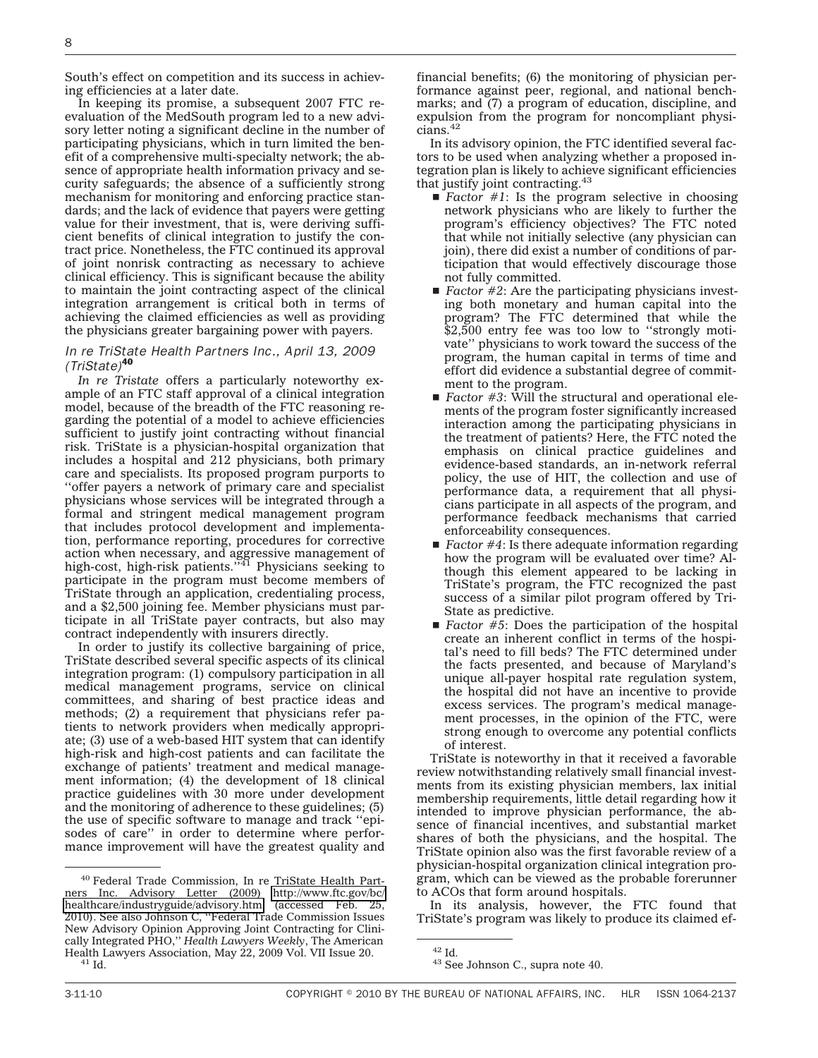South's effect on competition and its success in achieving efficiencies at a later date.

In keeping its promise, a subsequent 2007 FTC re-evaluation of the MedSouth program led to a new advisory letter noting a significant decline in the number of participating physicians, which in turn limited the benefit of a comprehensive multi-specialty network; the absence of appropriate health information privacy and security safeguards; the absence of a sufficiently strong mechanism for monitoring and enforcing practice standards; and the lack of evidence that payers were getting value for their investment, that is, were deriving sufficient benefits of clinical integration to justify the contract price. Nonetheless, the FTC continued its approval of joint nonrisk contracting as necessary to achieve clinical efficiency. This is significant because the ability to maintain the joint contracting aspect of the clinical integration arrangement is critical both in terms of achieving the claimed efficiencies as well as providing the physicians greater bargaining power with payers.

### *In re TriState Health Partners Inc., April 13, 2009 (TriState)*[40]

*In re Tristate* offers a particularly noteworthy example of an FTC staff approval of a clinical integration model, because of the breadth of the FTC reasoning regarding the potential of a model to achieve efficiencies sufficient to justify joint contracting without financial risk. TriState is a physician-hospital organization that includes a hospital and 212 physicians, both primary care and specialists. Its proposed program purports to ''offer payers a network of primary care and specialist physicians whose services will be integrated through a formal and stringent medical management program that includes protocol development and implementation, performance reporting, procedures for corrective action when necessary, and aggressive management of high-cost, high-risk patients.''[41] Physicians seeking to participate in the program must become members of TriState through an application, credentialing process, and a $2,500 joining fee. Member physicians must participate in all TriState payer contracts, but also may contract independently with insurers directly.

In order to justify its collective bargaining of price, TriState described several specific aspects of its clinical integration program: (1) compulsory participation in all medical management programs, service on clinical committees, and sharing of best practice ideas and methods; (2) a requirement that physicians refer patients to network providers when medically appropriate; (3) use of a web-based HIT system that can identify high-risk and high-cost patients and can facilitate the exchange of patients' treatment and medical management information; (4) the development of 18 clinical practice guidelines with 30 more under development and the monitoring of adherence to these guidelines; (5) the use of specific software to manage and track ''episodes of care'' in order to determine where performance improvement will have the greatest quality and financial benefits; (6) the monitoring of physician performance against peer, regional, and national benchmarks; and (7) a program of education, discipline, and expulsion from the program for noncompliant physicians.[42]

In its advisory opinion, the FTC identified several factors to be used when analyzing whether a proposed integration plan is likely to achieve significant efficiencies that justify joint contracting.[43]

- *Factor #1*: Is the program selective in choosing network physicians who are likely to further the program's efficiency objectives? The FTC noted that while not initially selective (any physician can join), there did exist a number of conditions of participation that would effectively discourage those not fully committed.
- *Factor #2*: Are the participating physicians investing both monetary and human capital into the program? The FTC determined that while the $2,500 entry fee was too low to ''strongly motivate'' physicians to work toward the success of the program, the human capital in terms of time and effort did evidence a substantial degree of commitment to the program.
- *Factor #3*: Will the structural and operational elements of the program foster significantly increased interaction among the participating physicians in the treatment of patients? Here, the FTC noted the emphasis on clinical practice guidelines and evidence-based standards, an in-network referral policy, the use of HIT, the collection and use of performance data, a requirement that all physicians participate in all aspects of the program, and performance feedback mechanisms that carried enforceability consequences.
- *Factor #4*: Is there adequate information regarding how the program will be evaluated over time? Although this element appeared to be lacking in TriState's program, the FTC recognized the past success of a similar pilot program offered by TriState as predictive.
- *Factor #5*: Does the participation of the hospital create an inherent conflict in terms of the hospital's need to fill beds? The FTC determined under the facts presented, and because of Maryland's unique all-payer hospital rate regulation system, the hospital did not have an incentive to provide excess services. The program's medical management processes, in the opinion of the FTC, were strong enough to overcome any potential conflicts of interest.

TriState is noteworthy in that it received a favorable review notwithstanding relatively small financial investments from its existing physician members, lax initial membership requirements, little detail regarding how it intended to improve physician performance, the absence of financial incentives, and substantial market shares of both the physicians, and the hospital. The TriState opinion also was the first favorable review of a physician-hospital organization clinical integration program, which can be viewed as the probable forerunner to ACOs that form around hospitals.

In its analysis, however, the FTC found that TriState's program was likely to produce its claimed ef-

---

[40] Federal Trade Commission, In re TriState Health Partners Inc. Advisory Letter (2009) http://www.ftc.gov/bc/healthcare/industryguide/advisory.htm (accessed Feb. 25, 2010). See also Johnson C, ''Federal Trade Commission Issues New Advisory Opinion Approving Joint Contracting for Clinically Integrated PHO,'' *Health Lawyers Weekly*, The American Health Lawyers Association, May 22, 2009 Vol. VII Issue 20.

[41] Id.

[42] Id.

[43] See Johnson C., supra note 40.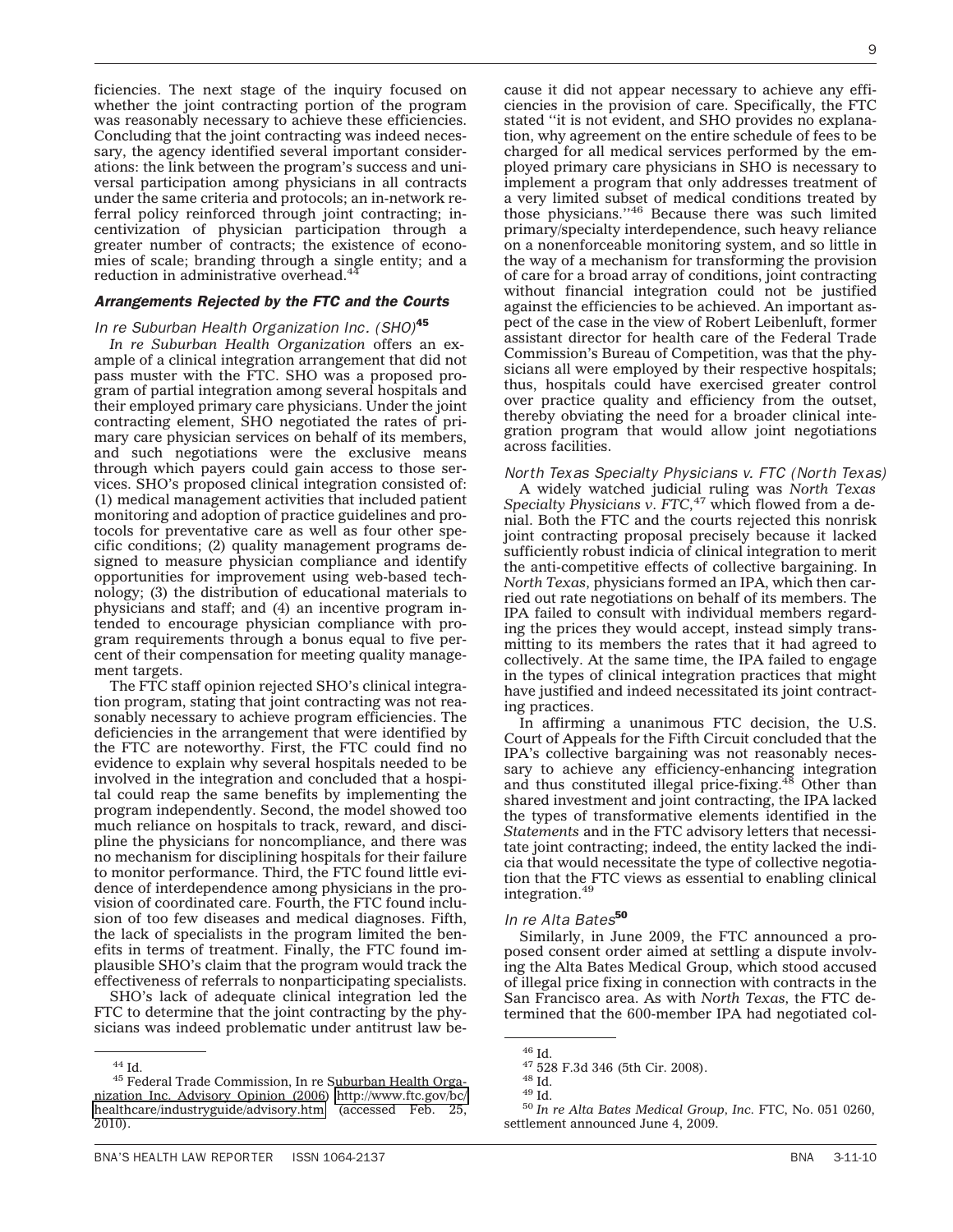ficiencies. The next stage of the inquiry focused on whether the joint contracting portion of the program was reasonably necessary to achieve these efficiencies. Concluding that the joint contracting was indeed necessary, the agency identified several important considerations: the link between the program's success and universal participation among physicians in all contracts under the same criteria and protocols; an in-network referral policy reinforced through joint contracting; incentivization of physician participation through a greater number of contracts; the existence of economies of scale; branding through a single entity; and a reduction in administrative overhead.[44]

### *Arrangements Rejected by the FTC and the Courts*

#### *In re Suburban Health Organization Inc. (SHO)*[45]

*In re Suburban Health Organization* offers an example of a clinical integration arrangement that did not pass muster with the FTC. SHO was a proposed program of partial integration among several hospitals and their employed primary care physicians. Under the joint contracting element, SHO negotiated the rates of primary care physician services on behalf of its members, and such negotiations were the exclusive means through which payers could gain access to those services. SHO's proposed clinical integration consisted of: (1) medical management activities that included patient monitoring and adoption of practice guidelines and protocols for preventative care as well as four other specific conditions; (2) quality management programs designed to measure physician compliance and identify opportunities for improvement using web-based technology; (3) the distribution of educational materials to physicians and staff; and (4) an incentive program intended to encourage physician compliance with program requirements through a bonus equal to five percent of their compensation for meeting quality management targets.

The FTC staff opinion rejected SHO's clinical integration program, stating that joint contracting was not reasonably necessary to achieve program efficiencies. The deficiencies in the arrangement that were identified by the FTC are noteworthy. First, the FTC could find no evidence to explain why several hospitals needed to be involved in the integration and concluded that a hospital could reap the same benefits by implementing the program independently. Second, the model showed too much reliance on hospitals to track, reward, and discipline the physicians for noncompliance, and there was no mechanism for disciplining hospitals for their failure to monitor performance. Third, the FTC found little evidence of interdependence among physicians in the provision of coordinated care. Fourth, the FTC found inclusion of too few diseases and medical diagnoses. Fifth, the lack of specialists in the program limited the benefits in terms of treatment. Finally, the FTC found implausible SHO's claim that the program would track the effectiveness of referrals to nonparticipating specialists.

SHO's lack of adequate clinical integration led the FTC to determine that the joint contracting by the physicians was indeed problematic under antitrust law because it did not appear necessary to achieve any efficiencies in the provision of care. Specifically, the FTC stated "it is not evident, and SHO provides no explanation, why agreement on the entire schedule of fees to be charged for all medical services performed by the employed primary care physicians in SHO is necessary to implement a program that only addresses treatment of a very limited subset of medical conditions treated by those physicians."[46] Because there was such limited primary/specialty interdependence, such heavy reliance on a nonenforceable monitoring system, and so little in the way of a mechanism for transforming the provision of care for a broad array of conditions, joint contracting without financial integration could not be justified against the efficiencies to be achieved. An important aspect of the case in the view of Robert Leibenluft, former assistant director for health care of the Federal Trade Commission's Bureau of Competition, was that the physicians all were employed by their respective hospitals; thus, hospitals could have exercised greater control over practice quality and efficiency from the outset, thereby obviating the need for a broader clinical integration program that would allow joint negotiations across facilities.

#### *North Texas Specialty Physicians v. FTC (North Texas)*

A widely watched judicial ruling was *North Texas Specialty Physicians v. FTC*,[47] which flowed from a denial. Both the FTC and the courts rejected this nonrisk joint contracting proposal precisely because it lacked sufficiently robust indicia of clinical integration to merit the anti-competitive effects of collective bargaining. In *North Texas*, physicians formed an IPA, which then carried out rate negotiations on behalf of its members. The IPA failed to consult with individual members regarding the prices they would accept, instead simply transmitting to its members the rates that it had agreed to collectively. At the same time, the IPA failed to engage in the types of clinical integration practices that might have justified and indeed necessitated its joint contracting practices.

In affirming a unanimous FTC decision, the U.S. Court of Appeals for the Fifth Circuit concluded that the IPA's collective bargaining was not reasonably necessary to achieve any efficiency-enhancing integration and thus constituted illegal price-fixing.[48] Other than shared investment and joint contracting, the IPA lacked the types of transformative elements identified in the *Statements* and in the FTC advisory letters that necessitate joint contracting; indeed, the entity lacked the indicia that would necessitate the type of collective negotiation that the FTC views as essential to enabling clinical integration.[49]

#### *In re Alta Bates*[50]

Similarly, in June 2009, the FTC announced a proposed consent order aimed at settling a dispute involving the Alta Bates Medical Group, which stood accused of illegal price fixing in connection with contracts in the San Francisco area. As with *North Texas*, the FTC determined that the 600-member IPA had negotiated col-

---

[44] Id.

[45] Federal Trade Commission, In re Suburban Health Organization Inc. Advisory Opinion (2006) http://www.ftc.gov/bc/healthcare/industryguide/advisory.htm (accessed Feb. 25, 2010).

[46] Id.

[47] 528 F.3d 346 (5th Cir. 2008).

[48] Id.

[49] Id.

[50] *In re Alta Bates Medical Group, Inc.* FTC, No. 051 0260, settlement announced June 4, 2009.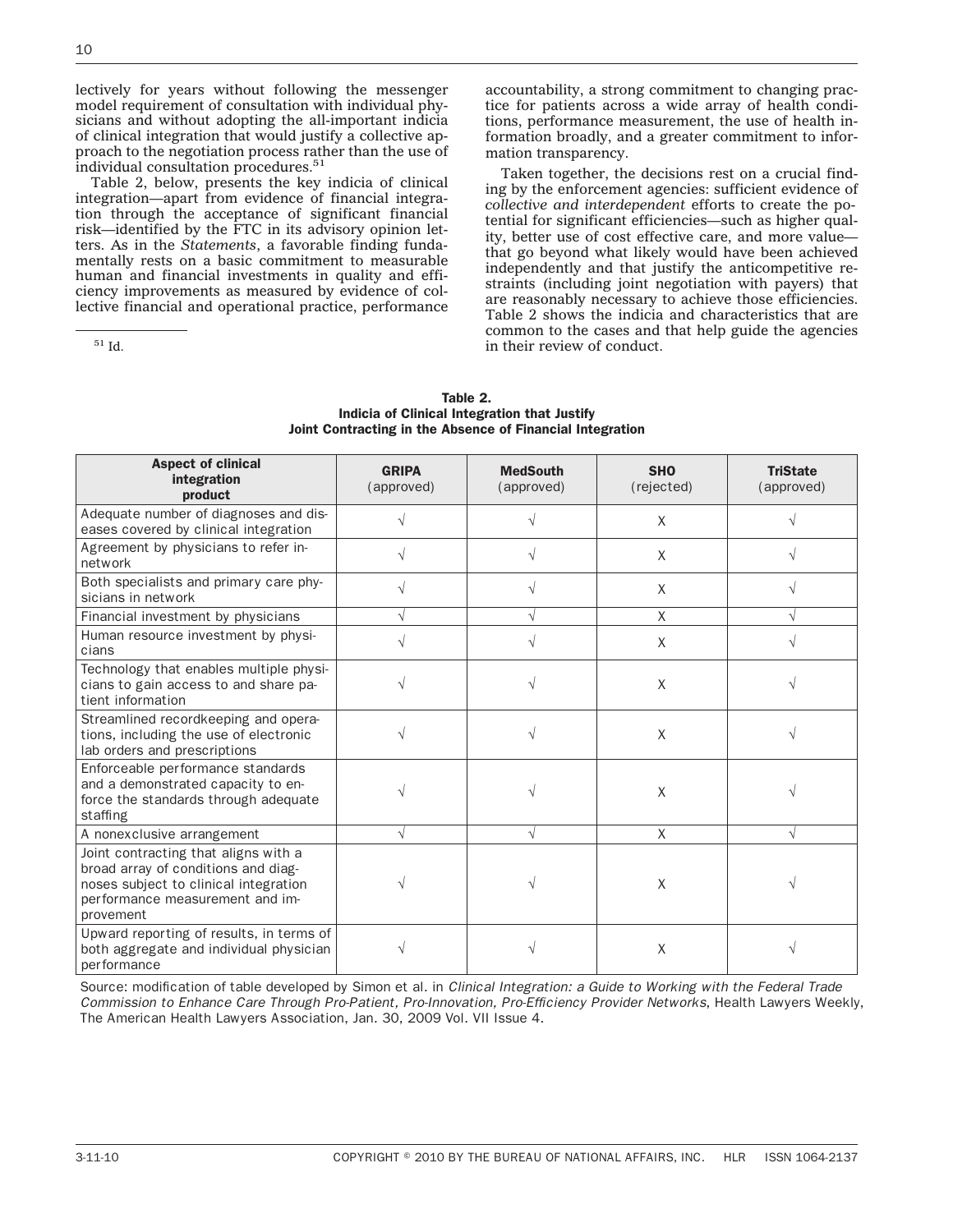lectively for years without following the messenger model requirement of consultation with individual physicians and without adopting the all-important indicia of clinical integration that would justify a collective approach to the negotiation process rather than the use of individual consultation procedures.[51]

Table 2, below, presents the key indicia of clinical integration—apart from evidence of financial integration through the acceptance of significant financial risk—identified by the FTC in its advisory opinion letters. As in the *Statements*, a favorable finding fundamentally rests on a basic commitment to measurable human and financial investments in quality and efficiency improvements as measured by evidence of collective financial and operational practice, performance accountability, a strong commitment to changing practice for patients across a wide array of health conditions, performance measurement, the use of health information broadly, and a greater commitment to information transparency.

Taken together, the decisions rest on a crucial finding by the enforcement agencies: sufficient evidence of *collective and interdependent* efforts to create the potential for significant efficiencies—such as higher quality, better use of cost effective care, and more value—that go beyond what likely would have been achieved independently and that justify the anticompetitive restraints (including joint negotiation with payers) that are reasonably necessary to achieve those efficiencies. Table 2 shows the indicia and characteristics that are common to the cases and that help guide the agencies in their review of conduct.

[51] Id.

**Table 2.**
**Indicia of Clinical Integration that Justify Joint Contracting in the Absence of Financial Integration**

| Aspect of clinical integration product | GRIPA (approved) | MedSouth (approved) | SHO (rejected) | TriState (approved) |
|---|---|---|---|---|
| Adequate number of diagnoses and diseases covered by clinical integration | √ | √ | X | √ |
| Agreement by physicians to refer in-network | √ | √ | X | √ |
| Both specialists and primary care physicians in network | √ | √ | X | √ |
| Financial investment by physicians | √ | √ | X | √ |
| Human resource investment by physicians | √ | √ | X | √ |
| Technology that enables multiple physicians to gain access to and share patient information | √ | √ | X | √ |
| Streamlined recordkeeping and operations, including the use of electronic lab orders and prescriptions | √ | √ | X | √ |
| Enforceable performance standards and a demonstrated capacity to enforce the standards through adequate staffing | √ | √ | X | √ |
| A nonexclusive arrangement | √ | √ | X | √ |
| Joint contracting that aligns with a broad array of conditions and diagnoses subject to clinical integration performance measurement and improvement | √ | √ | X | √ |
| Upward reporting of results, in terms of both aggregate and individual physician performance | √ | √ | X | √ |

Source: modification of table developed by Simon et al. in *Clinical Integration: a Guide to Working with the Federal Trade Commission to Enhance Care Through Pro-Patient, Pro-Innovation, Pro-Efficiency Provider Networks,* Health Lawyers Weekly, The American Health Lawyers Association, Jan. 30, 2009 Vol. VII Issue 4.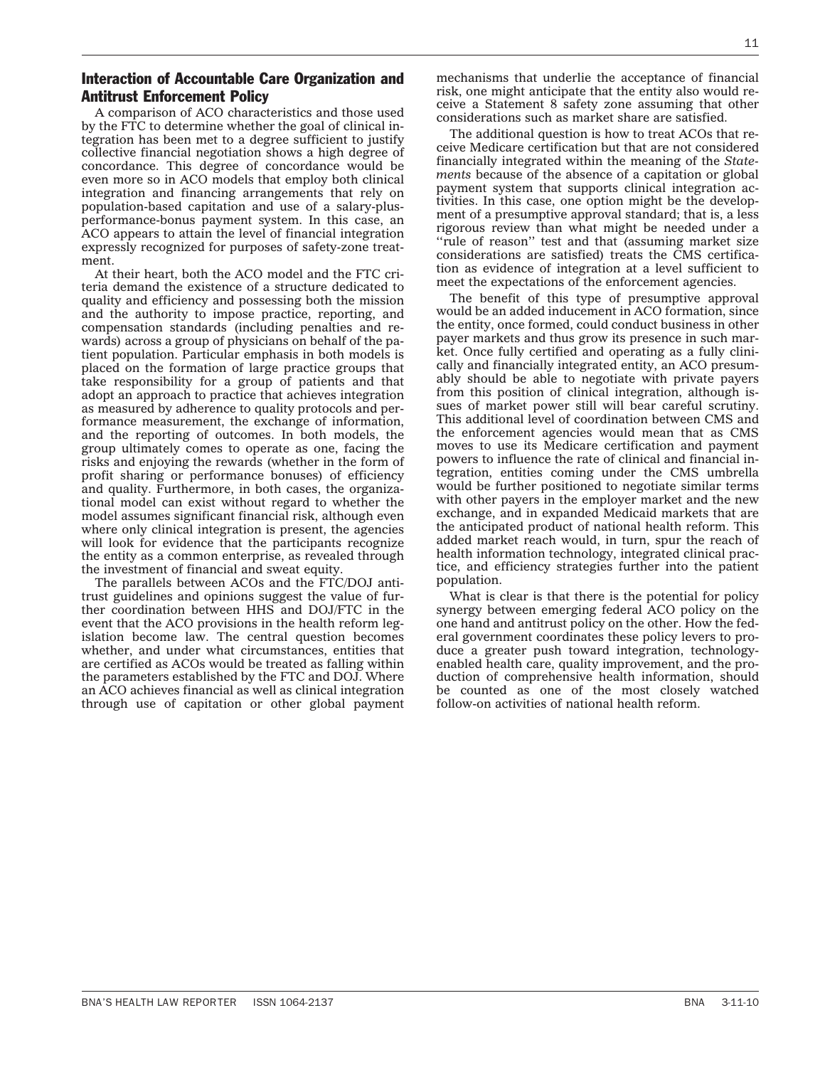## Interaction of Accountable Care Organization and Antitrust Enforcement Policy

A comparison of ACO characteristics and those used by the FTC to determine whether the goal of clinical integration has been met to a degree sufficient to justify collective financial negotiation shows a high degree of concordance. This degree of concordance would be even more so in ACO models that employ both clinical integration and financing arrangements that rely on population-based capitation and use of a salary-plus-performance-bonus payment system. In this case, an ACO appears to attain the level of financial integration expressly recognized for purposes of safety-zone treatment.

At their heart, both the ACO model and the FTC criteria demand the existence of a structure dedicated to quality and efficiency and possessing both the mission and the authority to impose practice, reporting, and compensation standards (including penalties and rewards) across a group of physicians on behalf of the patient population. Particular emphasis in both models is placed on the formation of large practice groups that take responsibility for a group of patients and that adopt an approach to practice that achieves integration as measured by adherence to quality protocols and performance measurement, the exchange of information, and the reporting of outcomes. In both models, the group ultimately comes to operate as one, facing the risks and enjoying the rewards (whether in the form of profit sharing or performance bonuses) of efficiency and quality. Furthermore, in both cases, the organizational model can exist without regard to whether the model assumes significant financial risk, although even where only clinical integration is present, the agencies will look for evidence that the participants recognize the entity as a common enterprise, as revealed through the investment of financial and sweat equity.

The parallels between ACOs and the FTC/DOJ antitrust guidelines and opinions suggest the value of further coordination between HHS and DOJ/FTC in the event that the ACO provisions in the health reform legislation become law. The central question becomes whether, and under what circumstances, entities that are certified as ACOs would be treated as falling within the parameters established by the FTC and DOJ. Where an ACO achieves financial as well as clinical integration through use of capitation or other global payment mechanisms that underlie the acceptance of financial risk, one might anticipate that the entity also would receive a Statement 8 safety zone assuming that other considerations such as market share are satisfied.

The additional question is how to treat ACOs that receive Medicare certification but that are not considered financially integrated within the meaning of the *Statements* because of the absence of a capitation or global payment system that supports clinical integration activities. In this case, one option might be the development of a presumptive approval standard; that is, a less rigorous review than what might be needed under a ''rule of reason'' test and that (assuming market size considerations are satisfied) treats the CMS certification as evidence of integration at a level sufficient to meet the expectations of the enforcement agencies.

The benefit of this type of presumptive approval would be an added inducement in ACO formation, since the entity, once formed, could conduct business in other payer markets and thus grow its presence in such market. Once fully certified and operating as a fully clinically and financially integrated entity, an ACO presumably should be able to negotiate with private payers from this position of clinical integration, although issues of market power still will bear careful scrutiny. This additional level of coordination between CMS and the enforcement agencies would mean that as CMS moves to use its Medicare certification and payment powers to influence the rate of clinical and financial integration, entities coming under the CMS umbrella would be further positioned to negotiate similar terms with other payers in the employer market and the new exchange, and in expanded Medicaid markets that are the anticipated product of national health reform. This added market reach would, in turn, spur the reach of health information technology, integrated clinical practice, and efficiency strategies further into the patient population.

What is clear is that there is the potential for policy synergy between emerging federal ACO policy on the one hand and antitrust policy on the other. How the federal government coordinates these policy levers to produce a greater push toward integration, technology-enabled health care, quality improvement, and the production of comprehensive health information, should be counted as one of the most closely watched follow-on activities of national health reform.